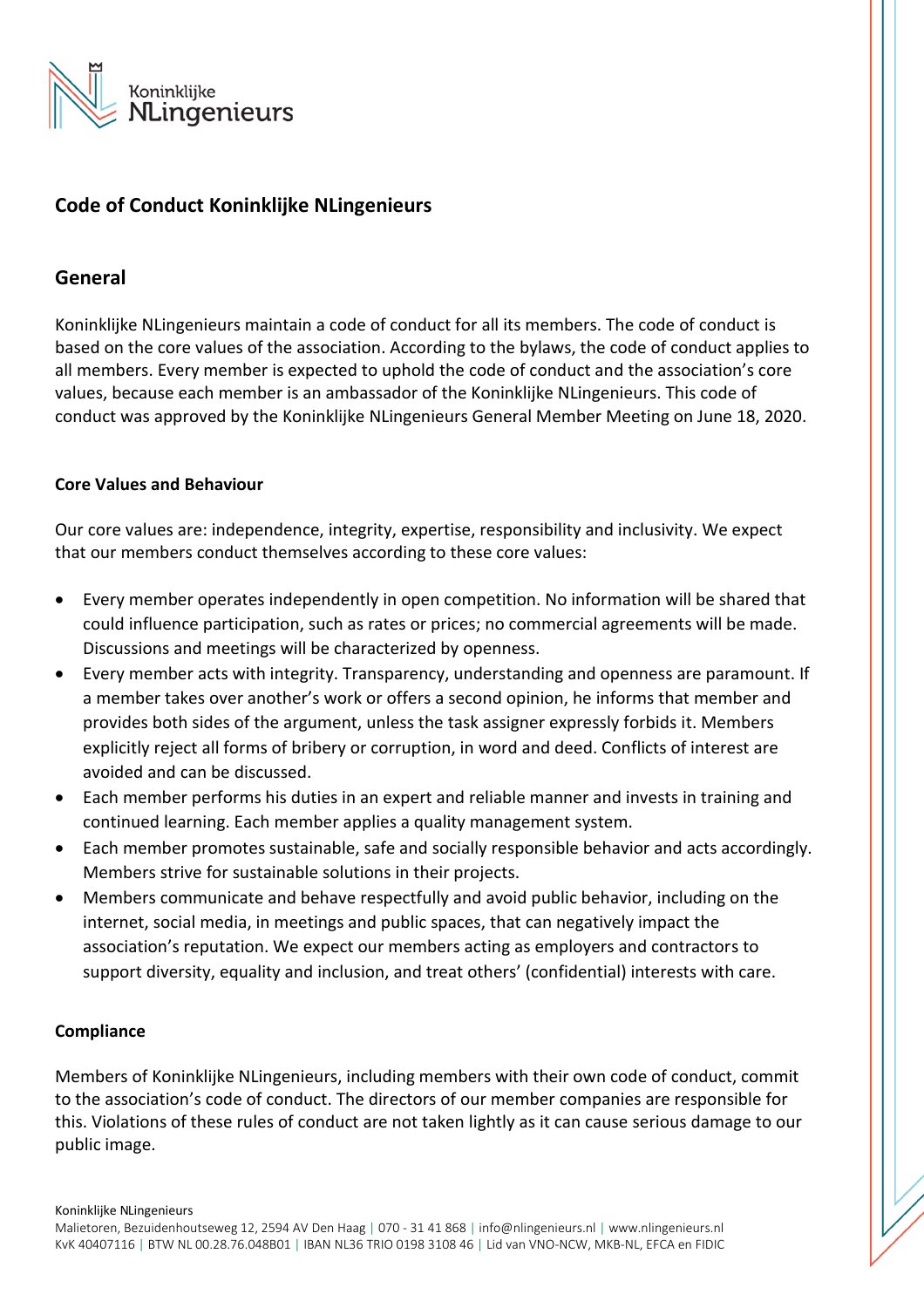# Code of Conduct Koninklijke NLingenieurs

## General

Koninklijke NLingenieurs maintain a code of conduct for all its members. The code of conduct is based on the core values of the association. According to the bylaws, the code of conduct applies to all members. Every member is expected to uphold the code of conduct and the association's core values, because each member is an ambassador of the Koninklijke NLingenieurs. This code of conduct was approved by the Koninklijke NLingenieurs General Member Meeting on June 18, 2020.

### Core Values and Behaviour

Our core values are: independence, integrity, expertise, responsibility and inclusivity. We expect that our members conduct themselves according to these core values:

- Every member operates independently in open competition. No information will be shared that could influence participation, such as rates or prices; no commercial agreements will be made. Discussions and meetings will be characterized by openness.
- Every member acts with integrity. Transparency, understanding and openness are paramount. If a member takes over another's work or offers a second opinion, he informs that member and provides both sides of the argument, unless the task assigner expressly forbids it. Members explicitly reject all forms of bribery or corruption, in word and deed. Conflicts of interest are avoided and can be discussed.
- Each member performs his duties in an expert and reliable manner and invests in training and continued learning. Each member applies a quality management system.
- Each member promotes sustainable, safe and socially responsible behavior and acts accordingly. Members strive for sustainable solutions in their projects.
- Members communicate and behave respectfully and avoid public behavior, including on the internet, social media, in meetings and public spaces, that can negatively impact the association's reputation. We expect our members acting as employers and contractors to support diversity, equality and inclusion, and treat others' (confidential) interests with care.

### Compliance

Members of Koninklijke NLingenieurs, including members with their own code of conduct, commit to the association's code of conduct. The directors of our member companies are responsible for this. Violations of these rules of conduct are not taken lightly as it can cause serious damage to our public image.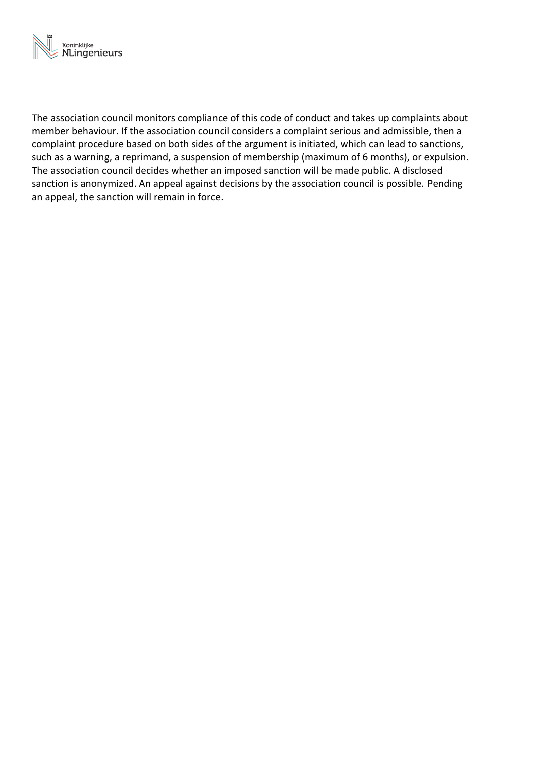The association council monitors compliance of this code of conduct and takes up complaints about member behaviour. If the association council considers a complaint serious and admissible, then a complaint procedure based on both sides of the argument is initiated, which can lead to sanctions, such as a warning, a reprimand, a suspension of membership (maximum of 6 months), or expulsion. The association council decides whether an imposed sanction will be made public. A disclosed sanction is anonymized. An appeal against decisions by the association council is possible. Pending an appeal, the sanction will remain in force.